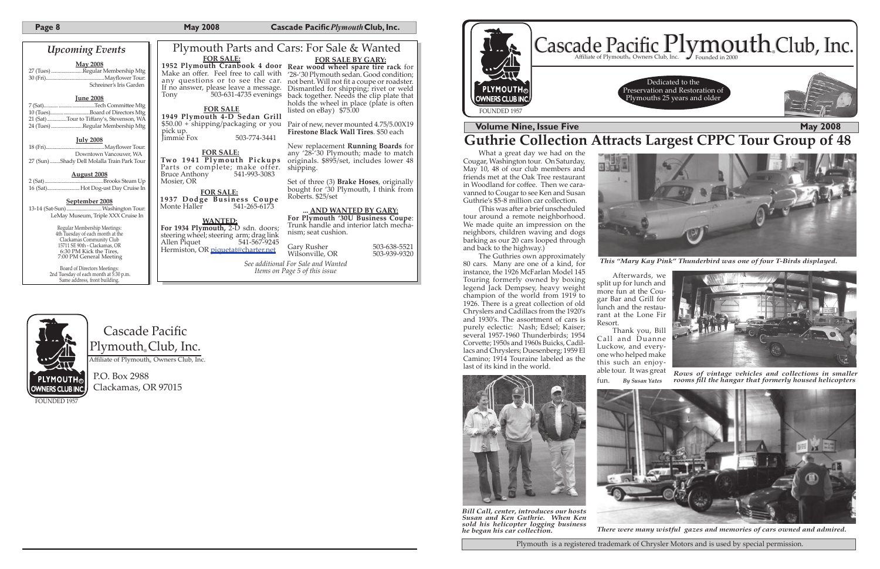## Upcoming Events

**May 2008**

27 (Tues) ........................ Regular Membership Mtg
30 (Fri) ........................ Mayflower Tour: Schreiner's Iris Garden

**June 2008**

7 (Sat) ........................ Tech Committee Mtg
10 (Tues) ........................ Board of Directors Mtg
21 (Sat) ..............Tour to Tiffany's, Stevenson, WA
24 (Tues) ........................ Regular Membership Mtg

**July 2008**

18 (Fri) ........................ Mayflower Tour: Downtown Vancouver, WA
27 (Sun) ........Shady Dell Molalla Train Park Tour

**August 2008**

2 (Sat) ........................ Brooks Steam Up
16 (Sat) ........................ Hot Dog-ust Day Cruise In

**September 2008**

13-14 (Sat-Sun) ........................ Washington Tour: LeMay Museum, Triple XXX Cruise In

Regular Membership Meetings:
4th Tuesday of each month at the
Clackamas Community Club
15711 SE 90th - Clackamas, OR
6:30 PM Kick the Tires,
7:00 PM General Meeting

Board of Directors Meetings:
2nd Tuesday of each month at 5:30 p.m.
Same address, front building.

## Plymouth Parts and Cars: For Sale & Wanted

**FOR SALE:**

**1952 Plymouth Cranbook 4 door** Make an offer. Feel free to call with any questions or to see the car. If no answer, please leave a message.
Tony 503-631-4735 evenings

**FOR SALE**

**1949 Plymouth 4-D Sedan Grill** $50.00 + shipping/packaging or you pick up.
Jimmie Fox 503-774-3441

**FOR SALE:**

**Two 1941 Plymouth Pickups** Parts or complete; make offer.
Bruce Anthony 541-993-3083
Mosier, OR

**FOR SALE:**

**1937 Dodge Business Coupe**
Monte Haller 541-265-6173

**WANTED:**

**For 1934 Plymouth,** 2-D sdn. doors; steering wheel; steering arm; drag link
Allen Piquet 541-567-9245
Hermiston, OR piquetat@charter.net

**FOR SALE BY GARY:**

**Rear wood wheel spare tire rack** for '28-'30 Plymouth sedan. Good condition; not bent. Will not fit a coupe or roadster. Dismantled for shipping; rivet or weld back together. Needs the clip plate that holds the wheel in place (plate is often listed on eBay) $75.00

Pair of new, never mounted 4.75/5.00X19 **Firestone Black Wall Tires**. $50 each

New replacement **Running Boards** for any '28-'30 Plymouth; made to match originals. $895/set, includes lower 48 shipping.

Set of three (3) **Brake Hoses**, originally bought for '30 Plymouth, I think from Roberts. $25/set

**... AND WANTED BY GARY:**

**For Plymouth '30U Business Coupe**: Trunk handle and interior latch mechanism; seat cushion.

Gary Rusher 503-638-5521
Wilsonville, OR 503-939-9320

*See additional For Sale and Wanted Items on Page 5 of this issue*

Cascade Pacific Plymouth® Club, Inc.
Affiliate of Plymouth® Owners Club, Inc.

P.O. Box 2988
Clackamas, OR 97015

FOUNDED 1957

# Cascade Pacific Plymouth® Club, Inc.

Affiliate of Plymouth® Owners Club, Inc. Founded in 2000

FOUNDED 1957

Dedicated to the Preservation and Restoration of Plymouths 25 years and older

**Volume Nine, Issue Five** **May 2008**

## Guthrie Collection Attracts Largest CPPC Tour Group of 48

What a great day we had on the Cougar, Washington tour. On Saturday, May 10, 48 of our club members and friends met at the Oak Tree restaurant in Woodland for coffee. Then we caravanned to Cougar to see Ken and Susan Guthrie's $5-8 million car collection.

(This was after a brief unscheduled tour around a remote neighborhood. We made quite an impression on the neighbors, children waving and dogs barking as our 20 cars looped through and back to the highway.)

The Guthries own approximately 80 cars. Many are one of a kind, for instance, the 1926 McFarlan Model 145 Touring formerly owned by boxing legend Jack Dempsey, heavy weight champion of the world from 1919 to 1926. There is a great collection of old Chryslers and Cadillacs from the 1920's and 1930's. The assortment of cars is purely eclectic: Nash; Edsel; Kaiser; several 1957-1960 Thunderbirds; 1954 Corvette; 1950s and 1960s Buicks, Cadillacs and Chryslers; Duesenberg; 1959 El Camino; 1914 Touraine labeled as the last of its kind in the world.

Afterwards, we split up for lunch and more fun at the Cougar Bar and Grill for lunch and the restaurant at the Lone Fir Resort.

Thank you, Bill Call and Duanne Luckow, and everyone who helped make this such an enjoyable tour. It was great fun. *By Susan Yates*

*This "Mary Kay Pink" Thunderbird was one of four T-Birds displayed.*

*Rows of vintage vehicles and collections in smaller rooms fill the hangar that formerly housed helicopters*

*Bill Call, center, introduces our hosts Susan and Ken Guthrie. When Ken sold his helicopter logging business he began his car collection.*

*There were many wistful gazes and memories of cars owned and admired.*

Plymouth is a registered trademark of Chrysler Motors and is used by special permission.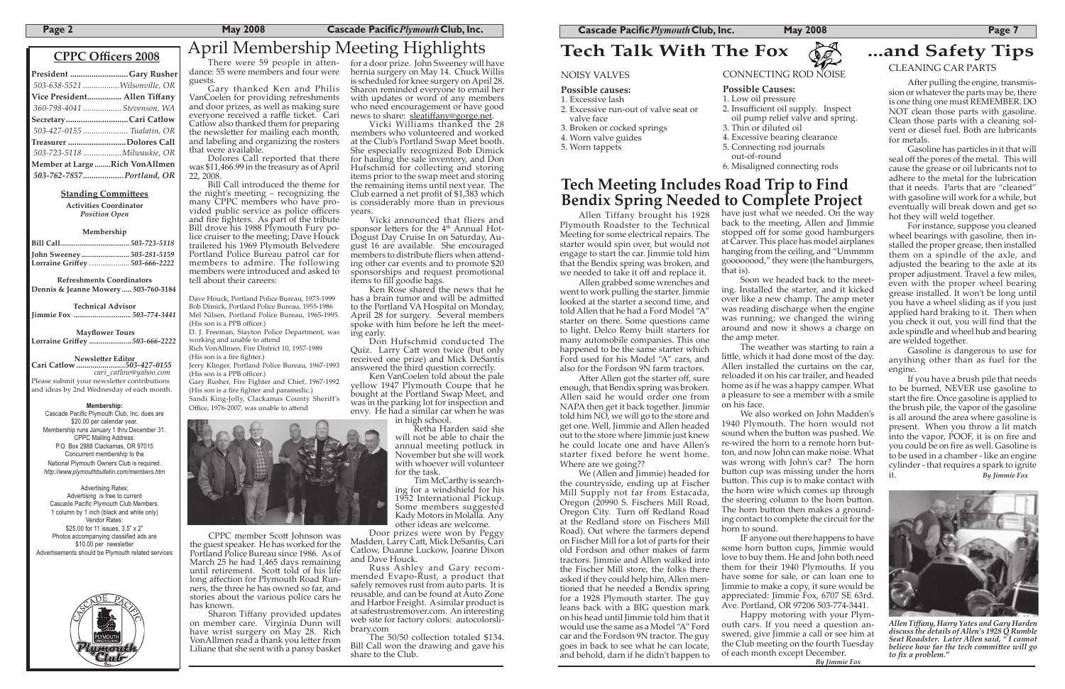## CPPC Officers 2008

**President ...........................Gary Rusher**
*503-638-5521 .................Wilsonville, OR*
**Vice President................ Allen Tiffany**
*360-798-4041 .................. Stevenson, WA*
**Secretary .............................Cari Catlow**
*503-427-0155 ..................... Tualatin, OR*
**Treasurer ...........................Dolores Call**
*503-723-5118 ..................Milwaukie, OR*
**Member at Large........Rich VonAllmen**
*503-762-7857...................Portland, OR*

### Standing Committees

**Activities Coordinator**
*Position Open*

**Membership**

**Bill Call**....................................*503-723-5118*
**John Sweeney**.........................*503-281-5159*
**Lorraine Griffey** .....................*503-666-2222*

**Refreshments Coordinators**
**Dennis & Jeanne Mowery..... 503-760-3184**

**Technical Advisor**
**Jimmie Fox** ..............................*503-774-3441*

**Mayflower Tours**
**Lorraine Griffey** ......................*503-666-2222*

**Newsletter Editor**
**Cari Catlow**.........................*503-427-0155*
*cari_catlow@yahoo.com*
Please submit your newsletter contributions and ideas by 2nd Wednesday of each month.

**Membership:**
Cascade Pacific Plymouth Club, Inc. dues are $20.00 per calendar year.
Membership runs January 1 thru December 31.
CPPC Mailing Address:
P.O. Box 2988 Clackamas, OR 97015
Concurrent membership to the
National Plymouth Owners Club is required.
*http://www.plymouthbulletin.com/members.htm*

Advertising Rates:
Advertising is free to current Cascade Pacific Plymouth Club Members.
1 column by 1 inch (black and white only)
Vendor Rates:
$25.00 for 11 issues, 3.5" x 2"
Photos accompanying classified ads are $10.00 per newsletter
Advertisements should be Plymouth related services

# April Membership Meeting Highlights

There were 59 people in attendance: 55 were members and four were guests.

Gary thanked Ken and Philis VanCoelen for providing refreshments and door prizes, as well as making sure everyone received a raffle ticket. Cari Catlow also thanked them for preparing the newsletter for mailing each month, and labeling and organizing the rosters that were available.

Dolores Call reported that there was $11,466.99 in the treasury as of April 22, 2008.

Bill Call introduced the theme for the night's meeting – recognizing the many CPPC members who have provided public service as police officers and fire fighters. As part of the tribute Bill drove his 1988 Plymouth Fury police cruiser to the meeting; Dave Houck trailered his 1969 Plymouth Belvedere Portland Police Bureau patrol car for members to admire. The following members were introduced and asked to tell about their careers:

Dave Houck, Portland Police Bureau, 1973-1999
Bob Dimick, Portland Police Bureau, 1955-1986
Mel Nilsen, Portland Police Bureau, 1965-1995. (His son is a PPB officer.)
D. J. Freeman, Stayton Police Department, was working and unable to attend
Rich VonAllmen, Fire District 10, 1957-1989 (His son is a fire fighter.)
Jerry Klinger, Portland Police Bureau, 1967-1993 (His son is a PPB officer.)
Gary Rusher, Fire Fighter and Chief, 1967-1992 (His son is a fire fighter and paramedic.)
Sandi King-Jolly, Clackamas County Sheriff's Office, 1976-2007, was unable to attend

CPPC member Scott Johnson was the guest speaker. He has worked for the Portland Police Bureau since 1986. As of March 25 he had 1,465 days remaining until retirement. Scott told of his life long affection for Plymouth Road Runners, the three he has owned so far, and stories about the various police cars he has known.

Sharon Tiffany provided updates on member care. Virginia Dunn will have wrist surgery on May 28. Rich VonAllmen read a thank you letter from Liliane that she sent with a pansy basket for a door prize. John Sweeney will have hernia surgery on May 14. Chuck Willis is scheduled for knee surgery on April 28. Sharon reminded everyone to email her with updates or word of any members who need encouragement or have good news to share: sleatiffany@gorge.net.

Vicki Williams thanked the 28 members who volunteered and worked at the Club's Portland Swap Meet booth. She especially recognized Bob Dimick for hauling the sale inventory, and Don Hufschmid for collecting and storing items prior to the swap meet and storing the remaining items until next year. The Club earned a net profit of $1,383 which is considerably more than in previous years.

Vicki announced that fliers and sponsor letters for the 4[th] Annual Hot-Dogust Day Cruise In on Saturday, August 16 are available. She encouraged members to distribute fliers when attending other car events and to promote $20 sponsorships and request promotional items to fill goodie bags.

Ken Rose shared the news that he has a brain tumor and will be admitted to the Portland VA Hospital on Monday, April 28 for surgery. Several members spoke with him before he left the meeting early.

Don Hufschmid conducted The Quiz. Larry Catt won twice (but only received one prize) and Mick DeSantis answered the third question correctly.

Ken VanCoelen told about the pale yellow 1947 Plymouth Coupe that he bought at the Portland Swap Meet, and was in the parking lot for inspection and envy. He had a similar car when he was in high school.

Retha Harden said she will not be able to chair the annual meeting potluck in November but she will work with whoever will volunteer for the task.

Tim McCarthy is searching for a windshield for his 1952 International Pickup. Some members suggested Kady Motors in Molalla. Any other ideas are welcome.

Door prizes were won by Peggy Madden, Larry Catt, Mick DeSantis, Cari Catlow, Duanne Luckow, Joanne Dixon and Dave Houck.

Russ Ashley and Gary recommended Evapo-Rust, a product that safely removes rust from auto parts. It is reusable, and can be found at Auto Zone and Harbor Freight. A similar product is at safestrustremover.com. An interesting web site for factory colors: autocolorslibrary.com

The 50/50 collection totaled $134. Bill Call won the drawing and gave his share to the Club.

# Tech Talk With The Fox

## NOISY VALVES

**Possible causes:**

1. Excessive lash
2. Excessive run-out of valve seat or valve face
3. Broken or cocked springs
4. Worn valve guides
5. Worn tappets

## CONNECTING ROD NOISE

**Possible Causes:**

1. Low oil pressure
2. Insufficient oil supply. Inspect oil pump relief valve and spring.
3. Thin or diluted oil
4. Excessive bearing clearance
5. Connecting rod journals out-of-round
6. Misaligned connecting rods

## Tech Meeting Includes Road Trip to Find Bendix Spring Needed to Complete Project

Allen Tiffany brought his 1928 Plymouth Roadster to the Technical Meeting for some electrical repairs. The starter would spin over, but would not engage to start the car. Jimmie told him that the Bendix spring was broken, and we needed to take it off and replace it.

Allen grabbed some wrenches and went to work pulling the starter. Jimmie looked at the starter a second time, and told Allen that he had a Ford Model "A" starter on there. Some questions came to light. Delco Remy built starters for many automobile companies. This one happened to be the same starter which Ford used for his Model "A" cars, and also for the Fordson 9N farm tractors.

After Allen got the starter off, sure enough, that Bendix spring was broken. Allen said he would order one from NAPA then get it back together. Jimmie told him NO, we will go to the store and get one. Well, Jimmie and Allen headed out to the store where Jimmie just knew he could locate one and have Allen's starter fixed before he went home. Where are we going??

We (Allen and Jimmie) headed for the countryside, ending up at Fischer Mill Supply not far from Estacada, Oregon (20990 S. Fischers Mill Road, Oregon City. Turn off Redland Road at the Redland store on Fischers Mill Road). Out where the farmers depend on Fischer Mill for a lot of parts for their old Fordson and other makes of farm tractors. Jimmie and Allen walked into the Fischer Mill store, the folks there asked if they could help him, Allen mentioned that he needed a Bendix spring for a 1928 Plymouth starter. The guy leans back with a BIG question mark on his head until Jimmie told him that it would use the same as a Model "A" Ford car and the Fordson 9N tractor. The guy goes in back to see what he can locate, and behold, darn if he didn't happen to have just what we needed. On the way back to the meeting, Allen and Jimmie stopped off for some good hamburgers at Carver. This place has model airplanes hanging from the ceiling, and "Ummmm gooooood," they were (the hamburgers, that is).

Soon we headed back to the meeting. Installed the starter, and it kicked over like a new champ. The amp meter was reading discharge when the engine was running; we changed the wiring around and now it shows a charge on the amp meter.

The weather was starting to rain a little, which it had done most of the day. Allen installed the curtains on the car, reloaded it on his car trailer, and headed home as if he was a happy camper. What a pleasure to see a member with a smile on his face.

We also worked on John Madden's 1940 Plymouth. The horn would not sound when the button was pushed. We re-wired the horn to a remote horn button, and now John can make noise. What was wrong with John's car? The horn button cup was missing under the horn button. This cup is to make contact with the horn wire which comes up through the steering column to the horn button. The horn button then makes a grounding contact to complete the circuit for the horn to sound.

IF anyone out there happens to have some horn button cups, Jimmie would love to buy them. He and John both need them for their 1940 Plymouths. If you have some for sale, or can loan one to Jimmie to make a copy, it sure would be appreciated: Jimmie Fox, 6707 SE 63rd. Ave. Portland, OR 97206 503-774-3441.

Happy motoring with your Plymouth cars. If you need a question answered, give Jimmie a call or see him at the Club meeting on the fourth Tuesday of each month except December.

*By Jimmie Fox*

# ...and Safety Tips

## CLEANING CAR PARTS

After pulling the engine, transmission or whatever the parts may be, there is one thing one must REMEMBER. DO NOT clean those parts with gasoline. Clean those parts with a cleaning solvent or diesel fuel. Both are lubricants for metals.

Gasoline has particles in it that will seal off the pores of the metal. This will cause the grease or oil lubricants not to adhere to the metal for the lubrication that it needs. Parts that are "cleaned" with gasoline will work for a while, but eventually will break down and get so hot they will weld together.

For instance, suppose you cleaned wheel bearings with gasoline, then installed the proper grease, then installed them on a spindle of the axle, and adjusted the bearing to the axle at its proper adjustment. Travel a few miles, even with the proper wheel bearing grease installed. It won't be long until you have a wheel sliding as if you just applied hard braking to it. Then when you check it out, you will find that the axle spindle and wheel hub and bearing are welded together.

Gasoline is dangerous to use for anything other than as fuel for the engine.

If you have a brush pile that needs to be burned, NEVER use gasoline to start the fire. Once gasoline is applied to the brush pile, the vapor of the gasoline is all around the area where gasoline is present. When you throw a lit match into the vapor, POOF, it is on fire and you could be on fire as well. Gasoline is to be used in a chamber - like an engine cylinder - that requires a spark to ignite it.

*By Jimmie Fox*

*Allen Tiffany, Harry Yates and Gary Harden discuss the details of Allen's 1928 Q Rumble Seat Roadster. Later Allen said, "I cannot believe how far the tech committee will go to fix a problem."*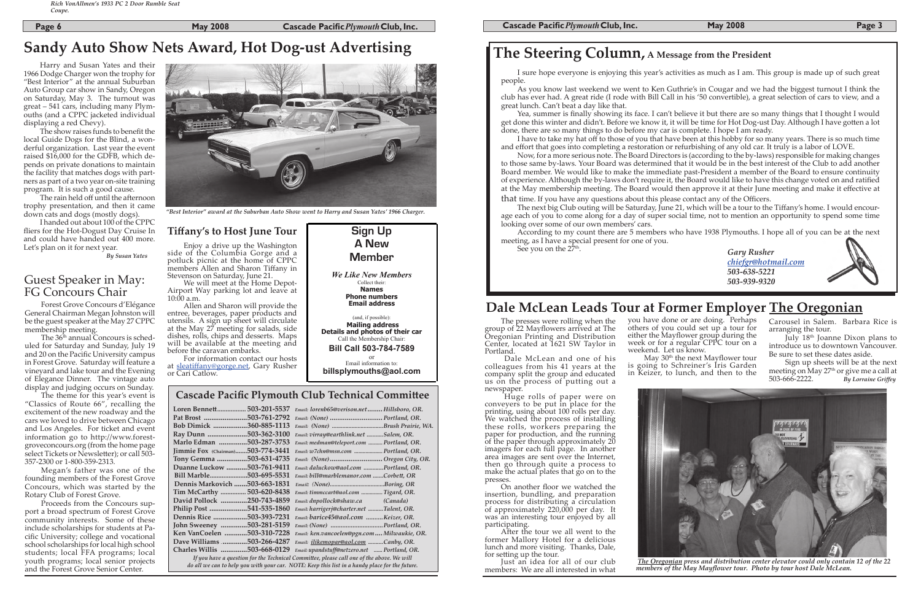*Rich VonAllmen's 1933 PC 2 Door Rumble Seat Coupe.*

# Sandy Auto Show Nets Award, Hot Dog-ust Advertising

Harry and Susan Yates and their 1966 Dodge Charger won the trophy for "Best Interior" at the annual Suburban Auto Group car show in Sandy, Oregon on Saturday, May 3. The turnout was great – 541 cars, including many Plymouths (and a CPPC jacketed individual displaying a red Chevy).

The show raises funds to benefit the local Guide Dogs for the Blind, a wonderful organization. Last year the event raised $16,000 for the GDFB, which depends on private donations to maintain the facility that matches dogs with partners as part of a two year on-site training program. It is such a good cause.

The rain held off until the afternoon trophy presentation, and then it came down cats and dogs (mostly dogs).

I handed out about 100 of the CPPC fliers for the Hot-Dogust Day Cruise In and could have handed out 400 more. Let's plan on it for next year.

*By Susan Yates*

*"Best Interior" award at the Suburban Auto Show went to Harry and Susan Yates' 1966 Charger.*

## Guest Speaker in May: FG Concours Chair

Forest Grove Concours d'Elégance General Chairman Megan Johnston will be the guest speaker at the May 27 CPPC membership meeting.

The 36th annual Concours is scheduled for Saturday and Sunday, July 19 and 20 on the Pacific University campus in Forest Grove. Saturday will feature a vineyard and lake tour and the Evening of Elegance Dinner. The vintage auto display and judging occurs on Sunday.

The theme for this year's event is "Classics of Route 66", recalling the excitement of the new roadway and the cars we loved to drive between Chicago and Los Angeles. For ticket and event information go to http://www.forestgroveconcours.org (from the home page select Tickets or Newsletter); or call 503-357-2300 or 1-800-359-2313.

Megan's father was one of the founding members of the Forest Grove Concours, which was started by the Rotary Club of Forest Grove.

Proceeds from the Concours support a broad spectrum of Forest Grove community interests. Some of these include scholarships for students at Pacific University; college and vocational school scholarships for local high school students; local FFA programs; local youth programs; local senior projects and the Forest Grove Senior Center.

## Tiffany's to Host June Tour

Enjoy a drive up the Washington side of the Columbia Gorge and a potluck picnic at the home of CPPC members Allen and Sharon Tiffany in Stevenson on Saturday, June 21.

We will meet at the Home Depot-Airport Way parking lot and leave at 10:00 a.m.

Allen and Sharon will provide the entree, beverages, paper products and utensils. A sign up sheet will circulate at the May 27 meeting for salads, side dishes, rolls, chips and desserts. Maps will be available at the meeting and before the caravan embarks.

For information contact our hosts at sleatiffany@gorge.net, Gary Rusher or Cari Catlow.

**Sign Up A New Member**

***We Like New Members***

Collect their:
**Names**
**Phone numbers**
**Email address**

(and, if possible):
**Mailing address**
**Details and photos of their car**
Call the Membership Chair:
**Bill Call 503-784-7589**
or
Email information to:
**billsplymouths@aol.com**

## Cascade Pacific Plymouth Club Technical Committee

| Name | Phone | Email | Location |
|---|---|---|---|
| Loren Bennett | 503-201-5537 | lorenb65@verison.net | Hillsboro, OR. |
| Pat Brost | 503-761-2792 | (None) | Portland, OR. |
| Bob Dimick | 360-885-1113 | (None) | Brush Prairie, WA. |
| Ray Dunn | 503-362-3100 | virray@earthlink.net | Salem, OR. |
| Marlo Edman | 503-287-3753 | medman@teleport.com | Portland, OR. |
| Jimmie Fox (Chairman) | 503-774-3441 | w7chn@msn.com | Portland, OR. |
| Tony Gemma | 503-631-4735 | (None) | Oregon City, OR. |
| Duanne Luckow | 503-761-9411 | daluckow@aol.com | Portland, OR. |
| Bill Marble | 503-695-5531 | bill@marblemanor.com | Corbett, OR |
| Dennis Markovich | 503-663-1831 | (None) | Boring, OR |
| Tim McCarthy | 503-620-8438 | timmccart@aol.com | Tigard, OR. |
| David Pollock | 250-743-4859 | dnpollock@shaw.ca | (Canada) |
| Philip Post | 541-535-1860 | harrigerj@charter.net | Talent, OR. |
| Dennis Rice | 503-393-7231 | barice45@aol.com | Keizer, OR. |
| John Sweeney | 503-281-5159 | (None) | Portland, OR. |
| Ken VanCoelen | 503-310-7228 | ken.vancoelen@pgn.com | Milwaukie, OR. |
| Dave Williams | 503-266-4287 | ilikemopar@aol.com | Canby, OR. |
| Charles Willis | 503-668-0129 | upandstuff@netzero.net | Portland, OR. |

*If you have a question for the Technical Committee, please call one of the above. We will do all we can to help you with your car. NOTE: Keep this list in a handy place for the future.*

# The Steering Column, A Message from the President

I sure hope everyone is enjoying this year's activities as much as I am. This group is made up of such great people.

As you know last weekend we went to Ken Guthrie's in Cougar and we had the biggest turnout I think the club has ever had. A great ride (I rode with Bill Call in his '50 convertible), a great selection of cars to view, and a great lunch. Can't beat a day like that.

Yea, summer is finally showing its face. I can't believe it but there are so many things that I thought I would get done this winter and didn't. Before we know it, it will be time for Hot Dog-ust Day. Although I have gotten a lot done, there are so many things to do before my car is complete. I hope I am ready.

I have to take my hat off to those of you that have been at this hobby for so many years. There is so much time and effort that goes into completing a restoration or refurbishing of any old car. It truly is a labor of LOVE.

Now, for a more serious note. The Board Directors is (according to the by-laws) responsible for making changes to those same by-laws. Your Board was determined that it would be in the best interest of the Club to add another Board member. We would like to make the immediate past-President a member of the Board to ensure continuity of experience. Although the by-laws don't require it, the Board would like to have this change voted on and ratified at the May membership meeting. The Board would then approve it at their June meeting and make it effective at that time. If you have any questions about this please contact any of the Officers.

The next big Club outing will be Saturday, June 21, which will be a tour to the Tiffany's home. I would encourage each of you to come along for a day of super social time, not to mention an opportunity to spend some time looking over some of our own members' cars.

According to my count there are 5 members who have 1938 Plymouths. I hope all of you can be at the next meeting, as I have a special present for one of you.

See you on the 27th.

*Gary Rusher*
*chiefgr@hotmail.com*
*503-638-5221*
*503-939-9320*

# Dale McLean Leads Tour at Former Employer The Oregonian

The presses were rolling when the group of 22 Mayflowers arrived at The Oregonian Printing and Distribution Center, located at 1621 SW Taylor in Portland.

Dale McLean and one of his colleagues from his 41 years at the company split the group and educated us on the process of putting out a newspaper.

Huge rolls of paper were on conveyers to be put in place for the printing, using about 100 rolls per day. We watched the process of installing these rolls, workers preparing the paper for production, and the running of the paper through approximately 20 imagers for each full page. In another area images are sent over the Internet, then go through quite a process to make the actual plates that go on to the presses.

On another floor we watched the insertion, bundling, and preparation process for distributing a circulation of approximately 220,000 per day. It was an interesting tour enjoyed by all participating.

After the tour we all went to the former Mallory Hotel for a delicious lunch and more visiting. Thanks, Dale, for setting up the tour.

Just an idea for all of our club members: We are all interested in what you have done or are doing. Perhaps others of you could set up a tour for either the Mayflower group during the week or for a regular CPPC tour on a weekend. Let us know.

May 30th the next Mayflower tour is going to Schreiner's Iris Garden in Keizer, to lunch, and then to the Carousel in Salem. Barbara Rice is arranging the tour.

July 18th Joanne Dixon plans to introduce us to downtown Vancouver. Be sure to set these dates aside.

Sign up sheets will be at the next meeting on May 27th or give me a call at 503-666-2222.

*By Lorraine Griffey*

*The Oregonian press and distribution center elevator could only contain 12 of the 22 members of the May Mayflower tour. Photo by tour host Dale McLean.*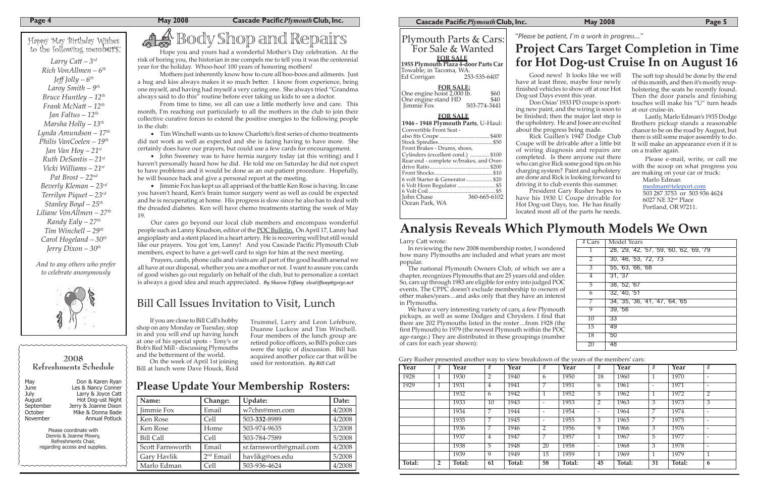Happy May Birthday Wishes to the following members:

*Larry Catt – 3rd*
*Rich VonAllmen – 6th*
*Jeff Jolly – 6th*
*Laroy Smith – 9th*
*Bruce Huntley – 12th*
*Frank McNatt – 12th*
*Jan Faltus – 12th*
*Marsha Holly – 13th*
*Lynda Amundson – 17th*
*Philis VanCoelen – 19th*
*Jan Van Hoy – 21st*
*Ruth DeSantis – 21st*
*Vicki Williams – 21st*
*Pat Brost – 22nd*
*Beverly Kleman – 23rd*
*Terrilyn Piquet – 23rd*
*Stanley Boyd – 25th*
*Liliane VonAllmen – 27th*
*Randy Ealy – 27th*
*Tim Winchell – 29th*
*Carol Hogeland – 30th*
*Jerry Dixon – 30th*

*And to any others who prefer to celebrate anonymously*

## 2008 Refreshments Schedule

| | |
|---|---|
| May | Don & Karen Ryan |
| June | Les & Nancy Conner |
| July | Larry & Joyce Catt |
| August | Hot Dog-ust Night |
| September | Jerry & Joanne Dixon |
| October | Mike & Donna Bade |
| November | Annual Potluck |

Please coordinate with Dennis & Jeanne Mowry, Refreshments Chair, regarding access and supplies.

# Body Shop and Repairs

Hope you and yours had a wonderful Mother's Day celebration. At the risk of boring you, the historian in me compels me to tell you it was the centennial year for the holiday. Whoo-hoo! 100 years of honoring mothers!

Mothers just inherently know how to cure all boo-boos and ailments. Just a hug and kiss always makes it so much better. I know from experience, being one myself, and having had myself a very caring one. She always tried "Grandma always said to do this" routine before ever taking us kids to see a doctor.

From time to time, we all can use a little motherly love and care. This month, I'm reaching out particularly to all the mothers in the club to join their collective curative forces to extend the positive energies to the following people in the club:

- Tim Winchell wants us to know Charlotte's first series of chemo treatments did not work as well as expected and she is facing having to have more. She certainly does have our prayers, but could use a few cards for encouragement.
- John Sweeney was to have hernia surgery today (at this writing) and I haven't personally heard how he did. He told me on Saturday he did not expect to have problems and it would be done as an out-patient procedure. Hopefully, he will bounce back and give a personal report at the meeting.
- Jimmie Fox has kept us all apprised of the battle Ken Rose is having. In case you haven't heard, Ken's brain tumor surgery went as well as could be expected and he is recuperating at home. His progress is slow since he also has to deal with the dreaded diabetes. Ken will have chemo treatments starting the week of May 19.

Our cares go beyond our local club members and encompass wonderful people such as Lanny Knudson, editor of the POC Bulletin. On April 17, Lanny had angioplasty and a stent placed in a heart artery. He is recovering well but still would like our prayers. You got 'em, Lanny! And you Cascade Pacific Plymouth Club members, expect to have a get-well card to sign for him at the next meeting.

Prayers, cards, phone calls and visits are all part of the good health arsenal we all have at our disposal, whether you are a mother or not. I want to assure you cards of good wishes go out regularly on behalf of the club, but to personalize a contact is always a good idea and much appreciated. *By Sharon Tiffany sleatiffany@gorge.net*

## Bill Call Issues Invitation to Visit, Lunch

If you are close to Bill Call's hobby shop on any Monday or Tuesday, stop in and you will end up having lunch at one of his special spots - Tony's or Bob's Red Mill - discussing Plymouths and the betterment of the world.

On the week of April 1st joining Bill at lunch were Dave Houck, Reid Trummel, Larry and Leon Lefebure, Duanne Luckow and Tim Winchell. Four members of the lunch group are retired police officers, so Bill's police cars were the topic of discussion. Bill has acquired another police car that will be used for restoration. *By Bill Call*

## Please Update Your Membership Rosters:

| Name: | Change: | Update: | Date: |
|---|---|---|---|
| Jimmie Fox | Email | w7chn@msn.com | 4/2008 |
| Ken Rose | Cell | 503-**332**-8989 | 4/2008 |
| Ken Rose | Home | 503-974-9635 | 3/2008 |
| Bill Call | Cell | 503-784-7589 | 5/2008 |
| Scott Farnsworth | Email | sr.farnsworth@gmail.com | 4/2008 |
| Gary Havlik | 2nd Email | havlikg@oes.edu | 5/2008 |
| Marlo Edman | Cell | 503-936-4624 | 4/2008 |

## Plymouth Parts & Cars: For Sale & Wanted

**FOR SALE**
**1955 Plymouth Plaza 4-door Parts Car**
Towable; in Tacoma, WA.
Ed Corrigan 253-535-6407

**FOR SALE:**
One engine hoist 2,000 lb. $60
One engine stand HD $40
Jimmie Fox 503-774-3441

**FOR SALE**
**1946 - 1948 Plymouth Parts**, U-Haul:
Convertible Front Seat - also fits Coupe .......... $400
Stock Spindles .......... $50
Front Brakes - Drums, shoes, Cylinders (excellent cond.) .......... $100
Rear end - complete w/brakes, and Overdrive Ratio .......... $200
Front Shocks .......... $10
6 volt Starter & Generator .......... $20
6 Volt Horn Regulator .......... $5
6 Volt Coil .......... $5
John Chase 360-665-6102
Ocean Park, WA

"*Please be patient, I'm a work in progress...*"

# Project Cars Target Completion in Time for Hot Dog-ust Cruise In on August 16

Good news! It looks like we will have at least three, maybe four newly finished vehicles to show off at our Hot Dog-ust Days event this year.

Don Osias' 1933 PD coupe is sporting new paint, and the wiring is soon to be finished; then the major last step is the upholstery. He and Josee are excited about the progress being made.

Rick Guillen's 1947 Dodge Club Coupe will be drivable after a little bit of wiring diagnosis and repairs are completed. Is there anyone out there who can give Rick some good tips on his charging system? Paint and upholstery are done and Rick is looking forward to driving it to club events this summer.

President Gary Rusher hopes to have his 1930 U Coupe drivable for Hot Dog-ust Days, too. He has finally located most of all the parts he needs. The soft top should be done by the end of this month, and then it's mostly reupholstering the seats he recently found. Then the door panels and finishing touches will make his "U" turn heads at our cruise-in.

Lastly, Marlo Edman's 1935 Dodge Brothers pickup stands a reasonable chance to be on the road by August, but there is still some major assembly to do. It will make an appearance even if it is on a trailer again.

Please e-mail, write, or call me with the scoop on what progress you are making on your car or truck:
Marlo Edman
medman@teleport.com
503 287 3753 or 503 936 4624
6027 NE 32nd Place
Portland, OR 97211.

# Analysis Reveals Which Plymouth Models We Own

Larry Catt wrote:

In reviewing the new 2008 membership roster, I wondered how many Plymouths are included and what years are most popular.

The national Plymouth Owners Club, of which we are a chapter, recognizes Plymouths that are 25 years old and older. So, cars up through 1983 are eligible for entry into judged POC events. The CPPC doesn't exclude membership to owners of other makes/years…and asks only that they have an interest in Plymouths.

We have a very interesting variety of cars, a few Plymouth pickups, as well as some Dodges and Chryslers. I find that there are 202 Plymouths listed in the roster…from 1928 (the first Plymouth) to 1979 (the newest Plymouth within the POC age-range.) They are distributed in these groupings (number of cars for each year shown):

| # Cars | Model Years |
|---|---|
| 1 | '28, '29, '42, '57, '59, '60, '62, '69, '79 |
| 2 | '30, '46, '53, '72, '73 |
| 3 | '55, '63, '66, '68 |
| 4 | '31, '37 |
| 5 | '38, '52, '67 |
| 6 | '32, '40, '51 |
| 7 | '34, '35, '36, '41, '47, '64, '65 |
| 9 | '39, '56 |
| 10 | '33 |
| 15 | '49 |
| 18 | '50 |
| 20 | '48 |

Gary Rusher presented another way to view breakdown of the years of the members' cars:

| Year | # | Year | # | Year | # | Year | # | Year | # | Year | # |
|---|---|---|---|---|---|---|---|---|---|---|---|
| 1928 | 1 | 1930 | 2 | 1940 | 6 | 1950 | 18 | 1960 | 1 | 1970 | - |
| 1929 | 1 | 1931 | 4 | 1941 | 7 | 1951 | 6 | 1961 | - | 1971 | - |
| | | 1932 | 6 | 1942 | 1 | 1952 | 5 | 1962 | 1 | 1972 | 2 |
| | | 1933 | 10 | 1943 | - | 1953 | 2 | 1963 | 3 | 1973 | 3 |
| | | 1934 | 7 | 1944 | - | 1954 | - | 1964 | 7 | 1974 | - |
| | | 1935 | 7 | 1945 | - | 1955 | 3 | 1965 | 7 | 1975 | - |
| | | 1936 | 7 | 1946 | 2 | 1956 | 9 | 1966 | 3 | 1976 | - |
| | | 1937 | 4 | 1947 | 7 | 1957 | 1 | 1967 | 5 | 1977 | - |
| | | 1938 | 5 | 1948 | 20 | 1958 | - | 1968 | 3 | 1978 | - |
| | | 1939 | 9 | 1949 | 15 | 1959 | 1 | 1969 | 1 | 1979 | 1 |
| **Total:** | **2** | **Total:** | **61** | **Total:** | **58** | **Total:** | **45** | **Total:** | **31** | **Total:** | **6** |